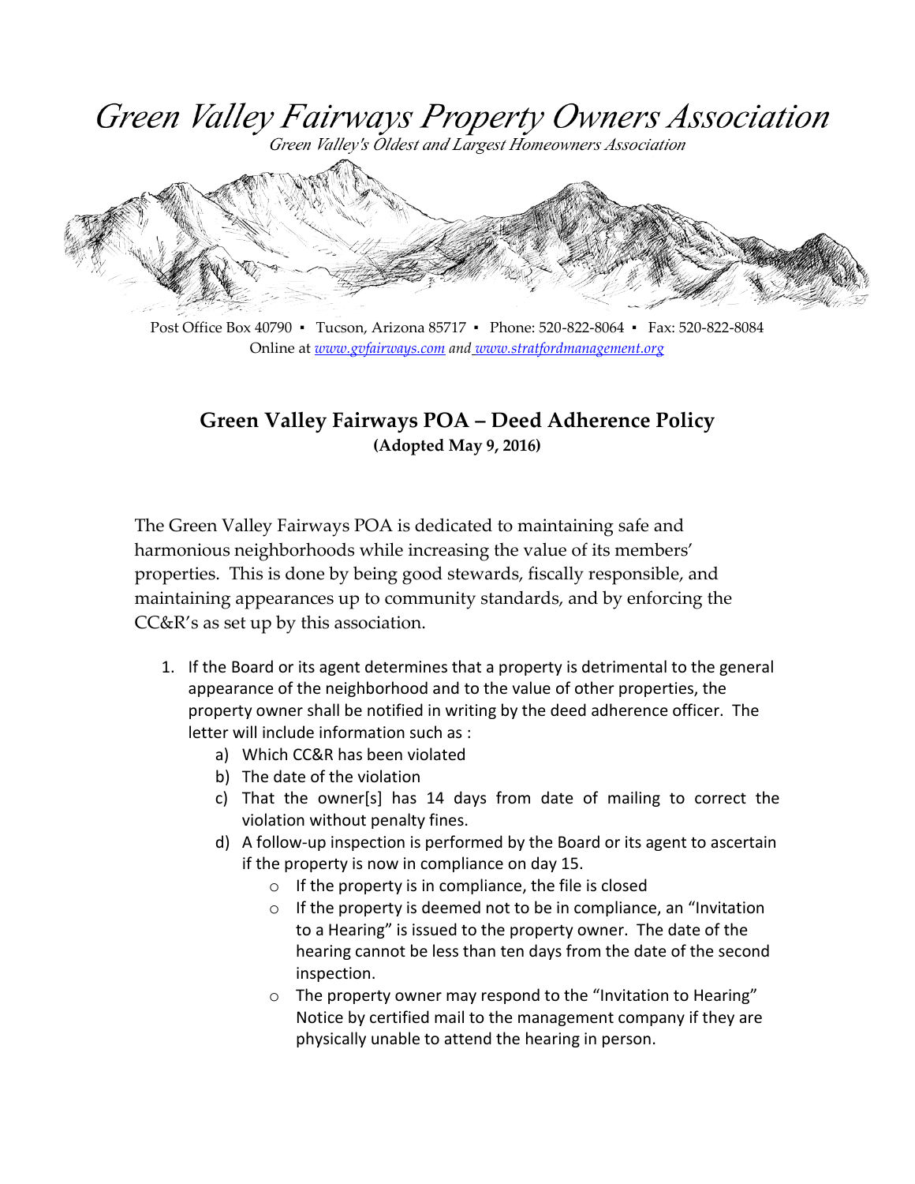# Green Valley Fairways Property Owners Association

*Green Valley's Oldest and Largest Homeowners Association*

Post Office Box 40790 ▪ Tucson, Arizona 85717 ▪ Phone: 520-822-8064 ▪ Fax: 520-822-8084
Online at *www.gvfairways.com and www.stratfordmanagement.org*

## Green Valley Fairways POA – Deed Adherence Policy

**(Adopted May 9, 2016)**

The Green Valley Fairways POA is dedicated to maintaining safe and harmonious neighborhoods while increasing the value of its members' properties. This is done by being good stewards, fiscally responsible, and maintaining appearances up to community standards, and by enforcing the CC&R's as set up by this association.

1. If the Board or its agent determines that a property is detrimental to the general appearance of the neighborhood and to the value of other properties, the property owner shall be notified in writing by the deed adherence officer. The letter will include information such as :
   a) Which CC&R has been violated
   b) The date of the violation
   c) That the owner[s] has 14 days from date of mailing to correct the violation without penalty fines.
   d) A follow-up inspection is performed by the Board or its agent to ascertain if the property is now in compliance on day 15.
      - If the property is in compliance, the file is closed
      - If the property is deemed not to be in compliance, an "Invitation to a Hearing" is issued to the property owner. The date of the hearing cannot be less than ten days from the date of the second inspection.
      - The property owner may respond to the "Invitation to Hearing" Notice by certified mail to the management company if they are physically unable to attend the hearing in person.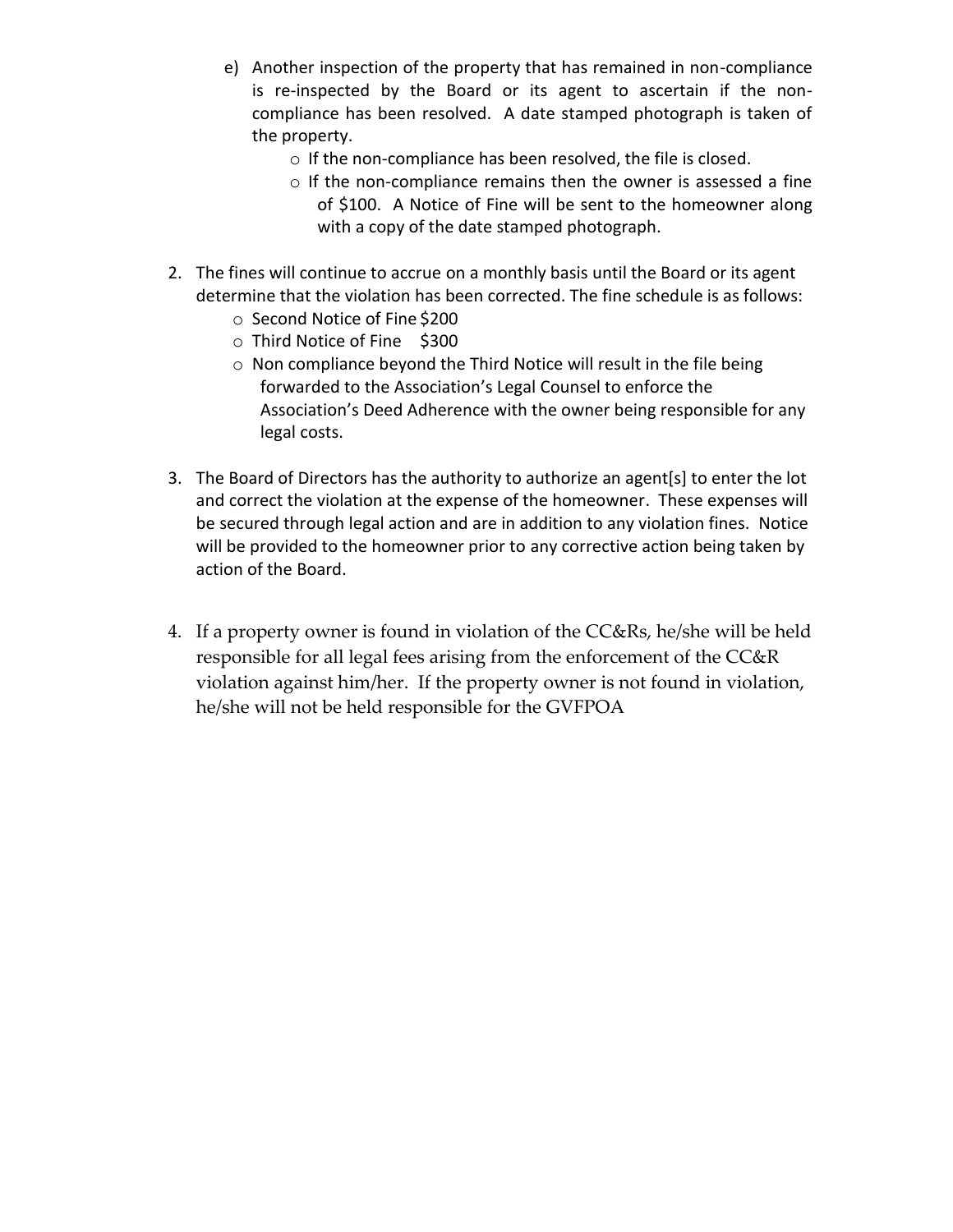e) Another inspection of the property that has remained in non-compliance is re-inspected by the Board or its agent to ascertain if the non-compliance has been resolved. A date stamped photograph is taken of the property.
   - If the non-compliance has been resolved, the file is closed.
   - If the non-compliance remains then the owner is assessed a fine of $100. A Notice of Fine will be sent to the homeowner along with a copy of the date stamped photograph.

2. The fines will continue to accrue on a monthly basis until the Board or its agent determine that the violation has been corrected. The fine schedule is as follows:
   - Second Notice of Fine $200
   - Third Notice of Fine $300
   - Non compliance beyond the Third Notice will result in the file being forwarded to the Association's Legal Counsel to enforce the Association's Deed Adherence with the owner being responsible for any legal costs.

3. The Board of Directors has the authority to authorize an agent[s] to enter the lot and correct the violation at the expense of the homeowner. These expenses will be secured through legal action and are in addition to any violation fines. Notice will be provided to the homeowner prior to any corrective action being taken by action of the Board.

4. If a property owner is found in violation of the CC&Rs, he/she will be held responsible for all legal fees arising from the enforcement of the CC&R violation against him/her. If the property owner is not found in violation, he/she will not be held responsible for the GVFPOA